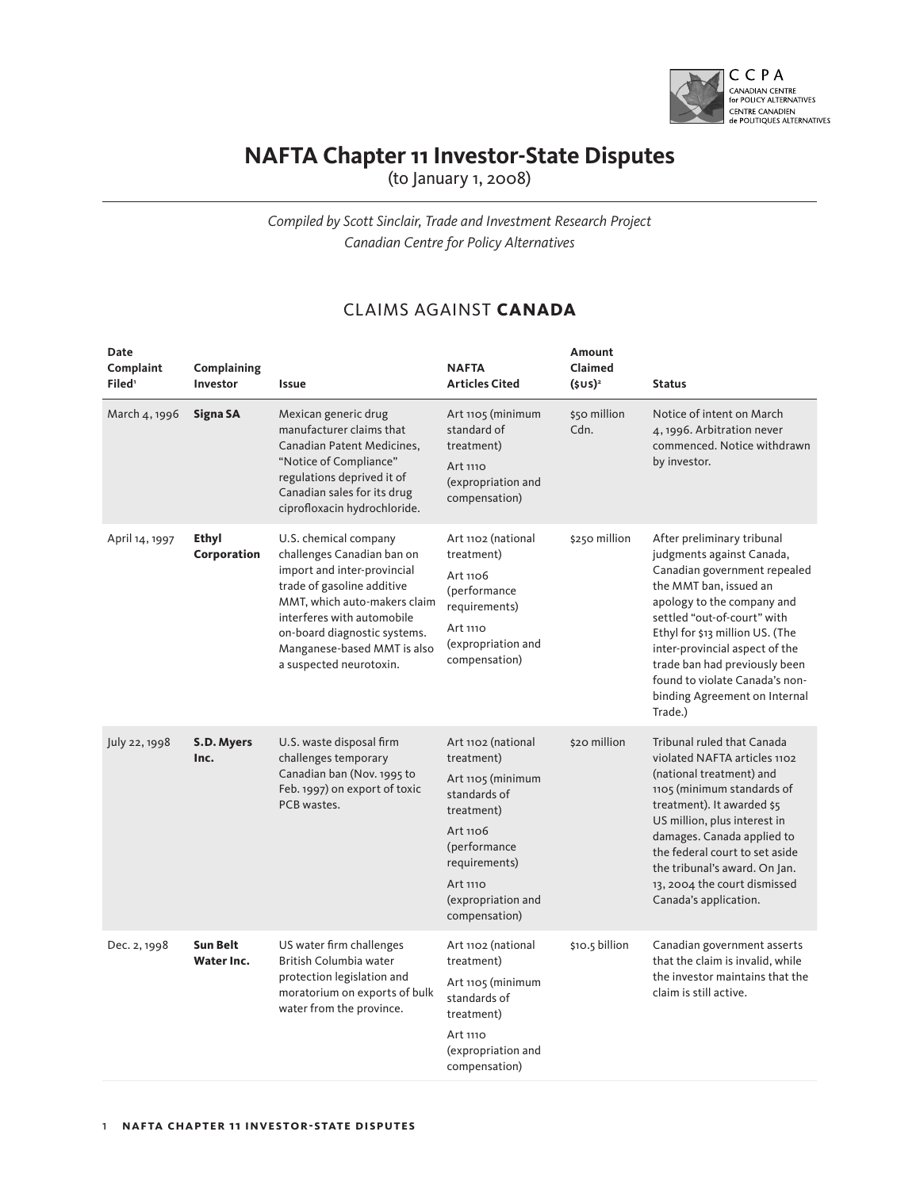CCPA
CANADIAN CENTRE for POLICY ALTERNATIVES
CENTRE CANADIEN de POLITIQUES ALTERNATIVES

# NAFTA Chapter 11 Investor-State Disputes

(to January 1, 2008)

*Compiled by Scott Sinclair, Trade and Investment Research Project*
*Canadian Centre for Policy Alternatives*

## CLAIMS AGAINST **CANADA**

| Date Complaint Filed[1] | Complaining Investor | Issue | NAFTA Articles Cited | Amount Claimed ($US)[2] | Status |
|---|---|---|---|---|---|
| March 4, 1996 | **Signa SA** | Mexican generic drug manufacturer claims that Canadian Patent Medicines, "Notice of Compliance" regulations deprived it of Canadian sales for its drug ciprofloxacin hydrochloride. | Art 1105 (minimum standard of treatment)<br>Art 1110 (expropriation and compensation) | $50 million Cdn. | Notice of intent on March 4, 1996. Arbitration never commenced. Notice withdrawn by investor. |
| April 14, 1997 | **Ethyl Corporation** | U.S. chemical company challenges Canadian ban on import and inter-provincial trade of gasoline additive MMT, which auto-makers claim interferes with automobile on-board diagnostic systems. Manganese-based MMT is also a suspected neurotoxin. | Art 1102 (national treatment)<br>Art 1106 (performance requirements)<br>Art 1110 (expropriation and compensation) | $250 million | After preliminary tribunal judgments against Canada, Canadian government repealed the MMT ban, issued an apology to the company and settled "out-of-court" with Ethyl for $13 million US. (The inter-provincial aspect of the trade ban had previously been found to violate Canada's non-binding Agreement on Internal Trade.) |
| July 22, 1998 | **S.D. Myers Inc.** | U.S. waste disposal firm challenges temporary Canadian ban (Nov. 1995 to Feb. 1997) on export of toxic PCB wastes. | Art 1102 (national treatment)<br>Art 1105 (minimum standards of treatment)<br>Art 1106 (performance requirements)<br>Art 1110 (expropriation and compensation) | $20 million | Tribunal ruled that Canada violated NAFTA articles 1102 (national treatment) and 1105 (minimum standards of treatment). It awarded $5 US million, plus interest in damages. Canada applied to the federal court to set aside the tribunal's award. On Jan. 13, 2004 the court dismissed Canada's application. |
| Dec. 2, 1998 | **Sun Belt Water Inc.** | US water firm challenges British Columbia water protection legislation and moratorium on exports of bulk water from the province. | Art 1102 (national treatment)<br>Art 1105 (minimum standards of treatment)<br>Art 1110 (expropriation and compensation) | $10.5 billion | Canadian government asserts that the claim is invalid, while the investor maintains that the claim is still active. |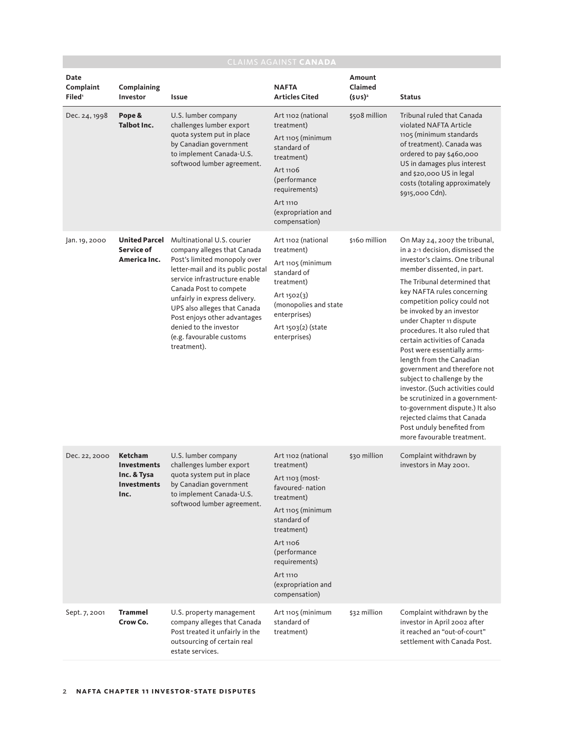| CLAIMS AGAINST **CANADA** | | | | | |
|---|---|---|---|---|---|
| **Date Complaint Filed**[1] | **Complaining Investor** | **Issue** | **NAFTA Articles Cited** | **Amount Claimed ($US)**[2] | **Status** |
| Dec. 24, 1998 | **Pope & Talbot Inc.** | U.S. lumber company challenges lumber export quota system put in place by Canadian government to implement Canada-U.S. softwood lumber agreement. | Art 1102 (national treatment)<br>Art 1105 (minimum standard of treatment)<br>Art 1106 (performance requirements)<br>Art 1110 (expropriation and compensation) | $508 million | Tribunal ruled that Canada violated NAFTA Article 1105 (minimum standards of treatment). Canada was ordered to pay $460,000 US in damages plus interest and $20,000 US in legal costs (totaling approximately $915,000 Cdn). |
| Jan. 19, 2000 | **United Parcel Service of America Inc.** | Multinational U.S. courier company alleges that Canada Post's limited monopoly over letter-mail and its public postal service infrastructure enable Canada Post to compete unfairly in express delivery. UPS also alleges that Canada Post enjoys other advantages denied to the investor (e.g. favourable customs treatment). | Art 1102 (national treatment)<br>Art 1105 (minimum standard of treatment)<br>Art 1502(3) (monopolies and state enterprises)<br>Art 1503(2) (state enterprises) | $160 million | On May 24, 2007 the tribunal, in a 2-1 decision, dismissed the investor's claims. One tribunal member dissented, in part.<br>The Tribunal determined that key NAFTA rules concerning competition policy could not be invoked by an investor under Chapter 11 dispute procedures. It also ruled that certain activities of Canada Post were essentially arms-length from the Canadian government and therefore not subject to challenge by the investor. (Such activities could be scrutinized in a government-to-government dispute.) It also rejected claims that Canada Post unduly benefited from more favourable treatment. |
| Dec. 22, 2000 | **Ketcham Investments Inc. & Tysa Investments Inc.** | U.S. lumber company challenges lumber export quota system put in place by Canadian government to implement Canada-U.S. softwood lumber agreement. | Art 1102 (national treatment)<br>Art 1103 (most-favoured- nation treatment)<br>Art 1105 (minimum standard of treatment)<br>Art 1106 (performance requirements)<br>Art 1110 (expropriation and compensation) | $30 million | Complaint withdrawn by investors in May 2001. |
| Sept. 7, 2001 | **Trammel Crow Co.** | U.S. property management company alleges that Canada Post treated it unfairly in the outsourcing of certain real estate services. | Art 1105 (minimum standard of treatment) | $32 million | Complaint withdrawn by the investor in April 2002 after it reached an "out-of-court" settlement with Canada Post. |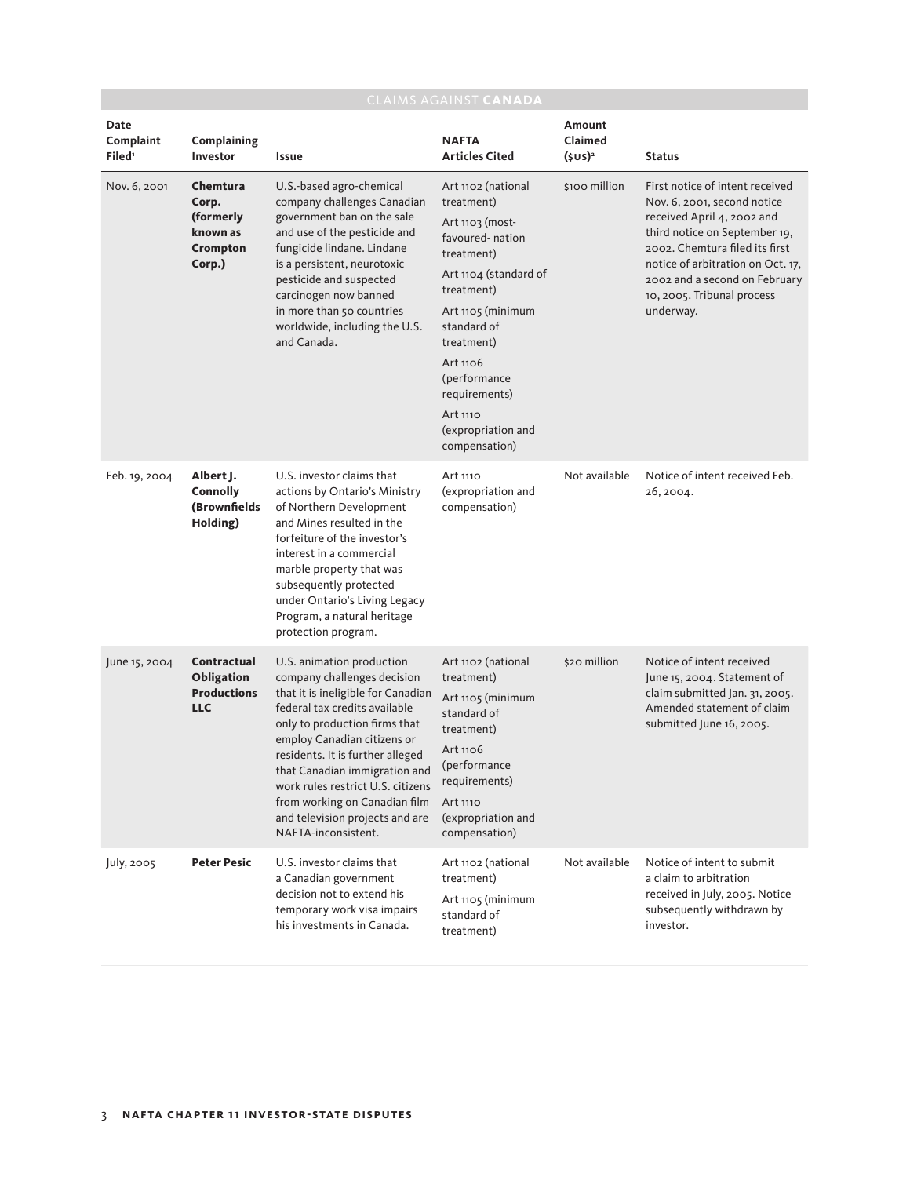## CLAIMS AGAINST **CANADA**

| Date Complaint Filed[1] | Complaining Investor | Issue | NAFTA Articles Cited | Amount Claimed ($US)[2] | Status |
|---|---|---|---|---|---|
| Nov. 6, 2001 | **Chemtura Corp. (formerly known as Crompton Corp.)** | U.S.-based agro-chemical company challenges Canadian government ban on the sale and use of the pesticide and fungicide lindane. Lindane is a persistent, neurotoxic pesticide and suspected carcinogen now banned in more than 50 countries worldwide, including the U.S. and Canada. | Art 1102 (national treatment)<br>Art 1103 (most-favoured- nation treatment)<br>Art 1104 (standard of treatment)<br>Art 1105 (minimum standard of treatment)<br>Art 1106 (performance requirements)<br>Art 1110 (expropriation and compensation) | $100 million | First notice of intent received Nov. 6, 2001, second notice received April 4, 2002 and third notice on September 19, 2002. Chemtura filed its first notice of arbitration on Oct. 17, 2002 and a second on February 10, 2005. Tribunal process underway. |
| Feb. 19, 2004 | **Albert J. Connolly (Brownfields Holding)** | U.S. investor claims that actions by Ontario's Ministry of Northern Development and Mines resulted in the forfeiture of the investor's interest in a commercial marble property that was subsequently protected under Ontario's Living Legacy Program, a natural heritage protection program. | Art 1110 (expropriation and compensation) | Not available | Notice of intent received Feb. 26, 2004. |
| June 15, 2004 | **Contractual Obligation Productions LLC** | U.S. animation production company challenges decision that it is ineligible for Canadian federal tax credits available only to production firms that employ Canadian citizens or residents. It is further alleged that Canadian immigration and work rules restrict U.S. citizens from working on Canadian film and television projects and are NAFTA-inconsistent. | Art 1102 (national treatment)<br>Art 1105 (minimum standard of treatment)<br>Art 1106 (performance requirements)<br>Art 1110 (expropriation and compensation) | $20 million | Notice of intent received June 15, 2004. Statement of claim submitted Jan. 31, 2005. Amended statement of claim submitted June 16, 2005. |
| July, 2005 | **Peter Pesic** | U.S. investor claims that a Canadian government decision not to extend his temporary work visa impairs his investments in Canada. | Art 1102 (national treatment)<br>Art 1105 (minimum standard of treatment) | Not available | Notice of intent to submit a claim to arbitration received in July, 2005. Notice subsequently withdrawn by investor. |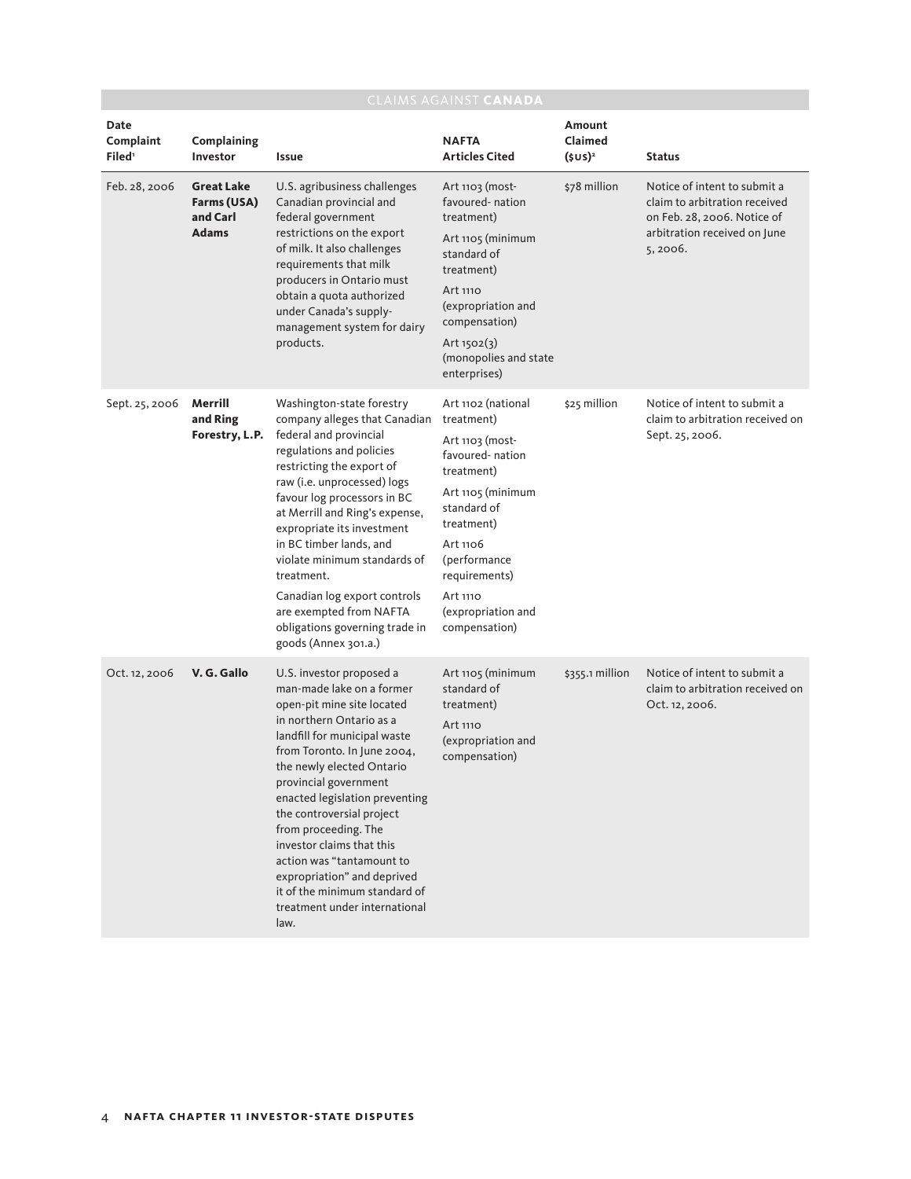## CLAIMS AGAINST **CANADA**

| Date Complaint Filed[1] | Complaining Investor | Issue | NAFTA Articles Cited | Amount Claimed ($US)[2] | Status |
|---|---|---|---|---|---|
| Feb. 28, 2006 | **Great Lake Farms (USA) and Carl Adams** | U.S. agribusiness challenges Canadian provincial and federal government restrictions on the export of milk. It also challenges requirements that milk producers in Ontario must obtain a quota authorized under Canada's supply-management system for dairy products. | Art 1103 (most-favoured- nation treatment)<br>Art 1105 (minimum standard of treatment)<br>Art 1110 (expropriation and compensation)<br>Art 1502(3) (monopolies and state enterprises) | $78 million | Notice of intent to submit a claim to arbitration received on Feb. 28, 2006. Notice of arbitration received on June 5, 2006. |
| Sept. 25, 2006 | **Merrill and Ring Forestry, L.P.** | Washington-state forestry company alleges that Canadian federal and provincial regulations and policies restricting the export of raw (i.e. unprocessed) logs favour log processors in BC at Merrill and Ring's expense, expropriate its investment in BC timber lands, and violate minimum standards of treatment.<br>Canadian log export controls are exempted from NAFTA obligations governing trade in goods (Annex 301.a.) | Art 1102 (national treatment)<br>Art 1103 (most-favoured- nation treatment)<br>Art 1105 (minimum standard of treatment)<br>Art 1106 (performance requirements)<br>Art 1110 (expropriation and compensation) | $25 million | Notice of intent to submit a claim to arbitration received on Sept. 25, 2006. |
| Oct. 12, 2006 | **V. G. Gallo** | U.S. investor proposed a man-made lake on a former open-pit mine site located in northern Ontario as a landfill for municipal waste from Toronto. In June 2004, the newly elected Ontario provincial government enacted legislation preventing the controversial project from proceeding. The investor claims that this action was "tantamount to expropriation" and deprived it of the minimum standard of treatment under international law. | Art 1105 (minimum standard of treatment)<br>Art 1110 (expropriation and compensation) | $355.1 million | Notice of intent to submit a claim to arbitration received on Oct. 12, 2006. |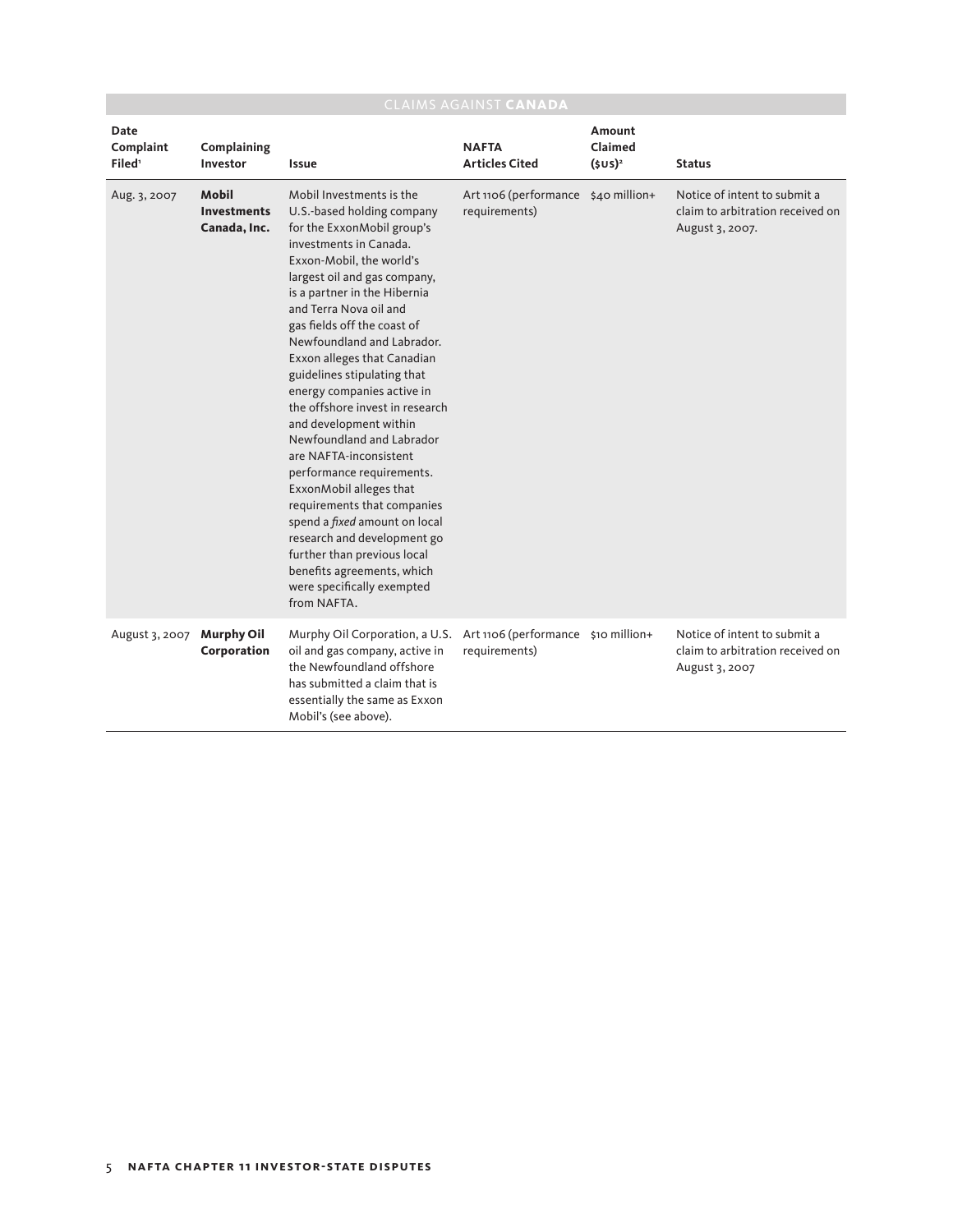## CLAIMS AGAINST CANADA

| Date Complaint Filed[1] | Complaining Investor | Issue | NAFTA Articles Cited | Amount Claimed ($US)[2] | Status |
|---|---|---|---|---|---|
| Aug. 3, 2007 | **Mobil Investments Canada, Inc.** | Mobil Investments is the U.S.-based holding company for the ExxonMobil group's investments in Canada. Exxon-Mobil, the world's largest oil and gas company, is a partner in the Hibernia and Terra Nova oil and gas fields off the coast of Newfoundland and Labrador. Exxon alleges that Canadian guidelines stipulating that energy companies active in the offshore invest in research and development within Newfoundland and Labrador are NAFTA-inconsistent performance requirements. ExxonMobil alleges that requirements that companies spend a *fixed* amount on local research and development go further than previous local benefits agreements, which were specifically exempted from NAFTA. | Art 1106 (performance requirements) | $40 million+ | Notice of intent to submit a claim to arbitration received on August 3, 2007. |
| August 3, 2007 | **Murphy Oil Corporation** | Murphy Oil Corporation, a U.S. oil and gas company, active in the Newfoundland offshore has submitted a claim that is essentially the same as Exxon Mobil's (see above). | Art 1106 (performance requirements) | $10 million+ | Notice of intent to submit a claim to arbitration received on August 3, 2007 |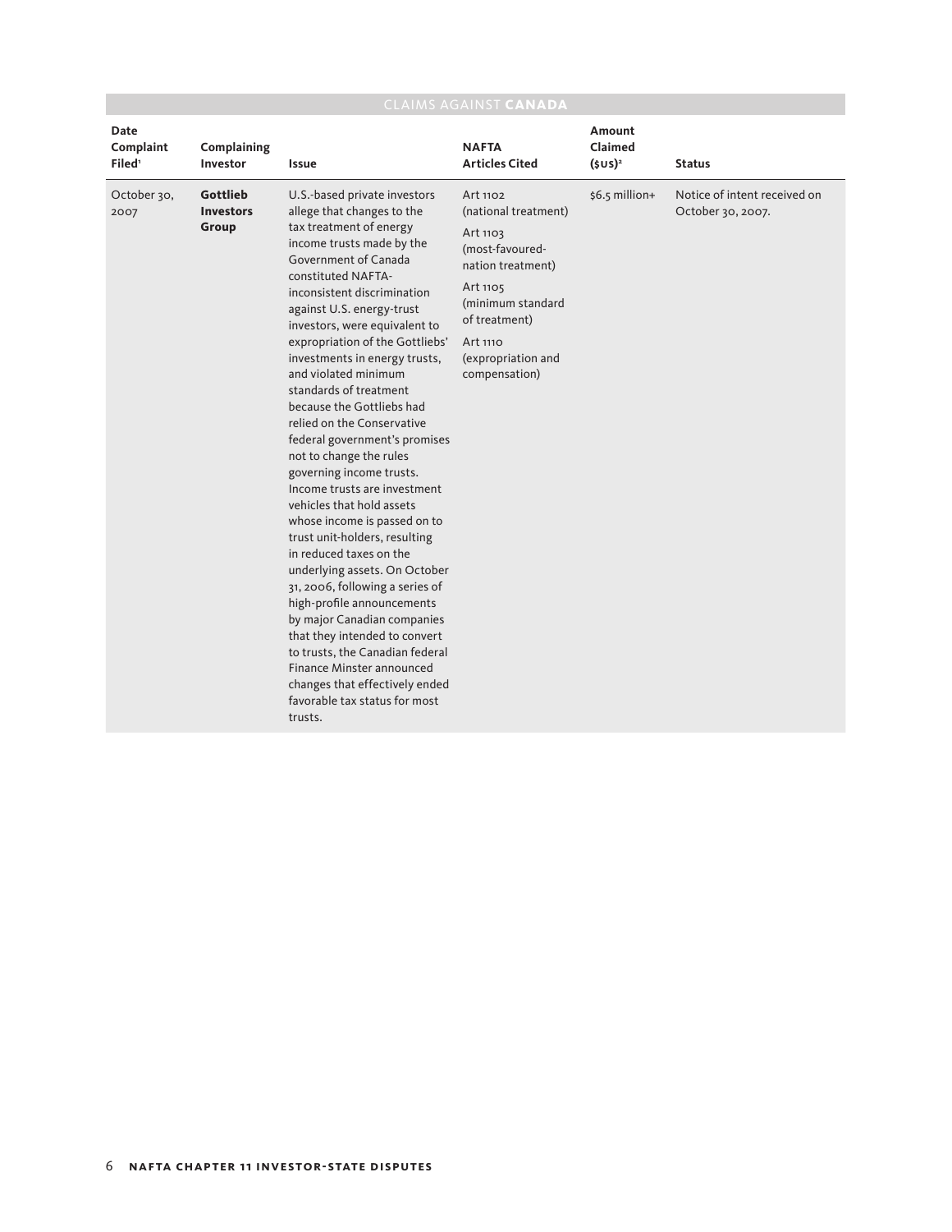## CLAIMS AGAINST **CANADA**

| Date Complaint Filed[1] | Complaining Investor | Issue | NAFTA Articles Cited | Amount Claimed ($US)[2] | Status |
|---|---|---|---|---|---|
| October 30, 2007 | **Gottlieb Investors Group** | U.S.-based private investors allege that changes to the tax treatment of energy income trusts made by the Government of Canada constituted NAFTA-inconsistent discrimination against U.S. energy-trust investors, were equivalent to expropriation of the Gottliebs' investments in energy trusts, and violated minimum standards of treatment because the Gottliebs had relied on the Conservative federal government's promises not to change the rules governing income trusts. Income trusts are investment vehicles that hold assets whose income is passed on to trust unit-holders, resulting in reduced taxes on the underlying assets. On October 31, 2006, following a series of high-profile announcements by major Canadian companies that they intended to convert to trusts, the Canadian federal Finance Minster announced changes that effectively ended favorable tax status for most trusts. | Art 1102 (national treatment)<br>Art 1103 (most-favoured-nation treatment)<br>Art 1105 (minimum standard of treatment)<br>Art 1110 (expropriation and compensation) | $6.5 million+ | Notice of intent received on October 30, 2007. |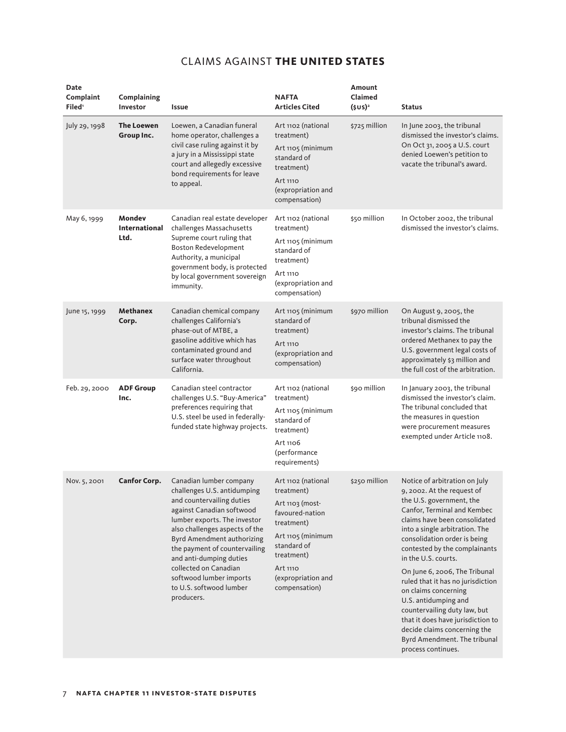## CLAIMS AGAINST **THE UNITED STATES**

| Date Complaint Filed[1] | Complaining Investor | Issue | NAFTA Articles Cited | Amount Claimed ($US)[2] | Status |
|---|---|---|---|---|---|
| July 29, 1998 | **The Loewen Group Inc.** | Loewen, a Canadian funeral home operator, challenges a civil case ruling against it by a jury in a Mississippi state court and allegedly excessive bond requirements for leave to appeal. | Art 1102 (national treatment)<br>Art 1105 (minimum standard of treatment)<br>Art 1110 (expropriation and compensation) | $725 million | In June 2003, the tribunal dismissed the investor's claims. On Oct 31, 2005 a U.S. court denied Loewen's petition to vacate the tribunal's award. |
| May 6, 1999 | **Mondev International Ltd.** | Canadian real estate developer challenges Massachusetts Supreme court ruling that Boston Redevelopment Authority, a municipal government body, is protected by local government sovereign immunity. | Art 1102 (national treatment)<br>Art 1105 (minimum standard of treatment)<br>Art 1110 (expropriation and compensation) | $50 million | In October 2002, the tribunal dismissed the investor's claims. |
| June 15, 1999 | **Methanex Corp.** | Canadian chemical company challenges California's phase-out of MTBE, a gasoline additive which has contaminated ground and surface water throughout California. | Art 1105 (minimum standard of treatment)<br>Art 1110 (expropriation and compensation) | $970 million | On August 9, 2005, the tribunal dismissed the investor's claims. The tribunal ordered Methanex to pay the U.S. government legal costs of approximately $3 million and the full cost of the arbitration. |
| Feb. 29, 2000 | **ADF Group Inc.** | Canadian steel contractor challenges U.S. "Buy-America" preferences requiring that U.S. steel be used in federally-funded state highway projects. | Art 1102 (national treatment)<br>Art 1105 (minimum standard of treatment)<br>Art 1106 (performance requirements) | $90 million | In January 2003, the tribunal dismissed the investor's claim. The tribunal concluded that the measures in question were procurement measures exempted under Article 1108. |
| Nov. 5, 2001 | **Canfor Corp.** | Canadian lumber company challenges U.S. antidumping and countervailing duties against Canadian softwood lumber exports. The investor also challenges aspects of the Byrd Amendment authorizing the payment of countervailing and anti-dumping duties collected on Canadian softwood lumber imports to U.S. softwood lumber producers. | Art 1102 (national treatment)<br>Art 1103 (most-favoured-nation treatment)<br>Art 1105 (minimum standard of treatment)<br>Art 1110 (expropriation and compensation) | $250 million | Notice of arbitration on July 9, 2002. At the request of the U.S. government, the Canfor, Terminal and Kembec claims have been consolidated into a single arbitration. The consolidation order is being contested by the complainants in the U.S. courts.<br>On June 6, 2006, The Tribunal ruled that it has no jurisdiction on claims concerning U.S. antidumping and countervailing duty law, but that it does have jurisdiction to decide claims concerning the Byrd Amendment. The tribunal process continues. |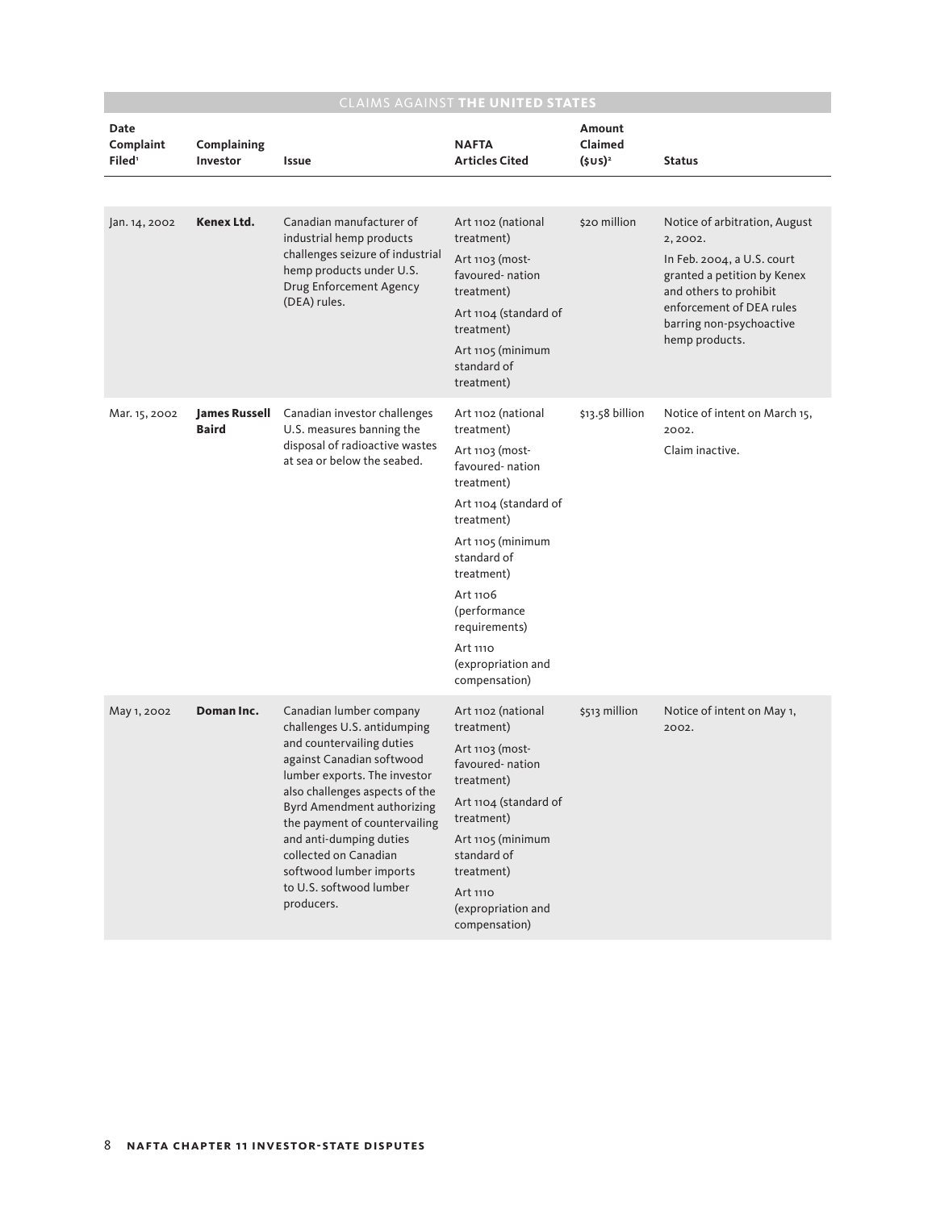## CLAIMS AGAINST THE UNITED STATES

| Date Complaint Filed[1] | Complaining Investor | Issue | NAFTA Articles Cited | Amount Claimed ($US)[2] | Status |
|---|---|---|---|---|---|
| Jan. 14, 2002 | **Kenex Ltd.** | Canadian manufacturer of industrial hemp products challenges seizure of industrial hemp products under U.S. Drug Enforcement Agency (DEA) rules. | Art 1102 (national treatment)<br>Art 1103 (most-favoured- nation treatment)<br>Art 1104 (standard of treatment)<br>Art 1105 (minimum standard of treatment) | $20 million | Notice of arbitration, August 2, 2002.<br>In Feb. 2004, a U.S. court granted a petition by Kenex and others to prohibit enforcement of DEA rules barring non-psychoactive hemp products. |
| Mar. 15, 2002 | **James Russell Baird** | Canadian investor challenges U.S. measures banning the disposal of radioactive wastes at sea or below the seabed. | Art 1102 (national treatment)<br>Art 1103 (most-favoured- nation treatment)<br>Art 1104 (standard of treatment)<br>Art 1105 (minimum standard of treatment)<br>Art 1106 (performance requirements)<br>Art 1110 (expropriation and compensation) | $13.58 billion | Notice of intent on March 15, 2002.<br>Claim inactive. |
| May 1, 2002 | **Doman Inc.** | Canadian lumber company challenges U.S. antidumping and countervailing duties against Canadian softwood lumber exports. The investor also challenges aspects of the Byrd Amendment authorizing the payment of countervailing and anti-dumping duties collected on Canadian softwood lumber imports to U.S. softwood lumber producers. | Art 1102 (national treatment)<br>Art 1103 (most-favoured- nation treatment)<br>Art 1104 (standard of treatment)<br>Art 1105 (minimum standard of treatment)<br>Art 1110 (expropriation and compensation) | $513 million | Notice of intent on May 1, 2002. |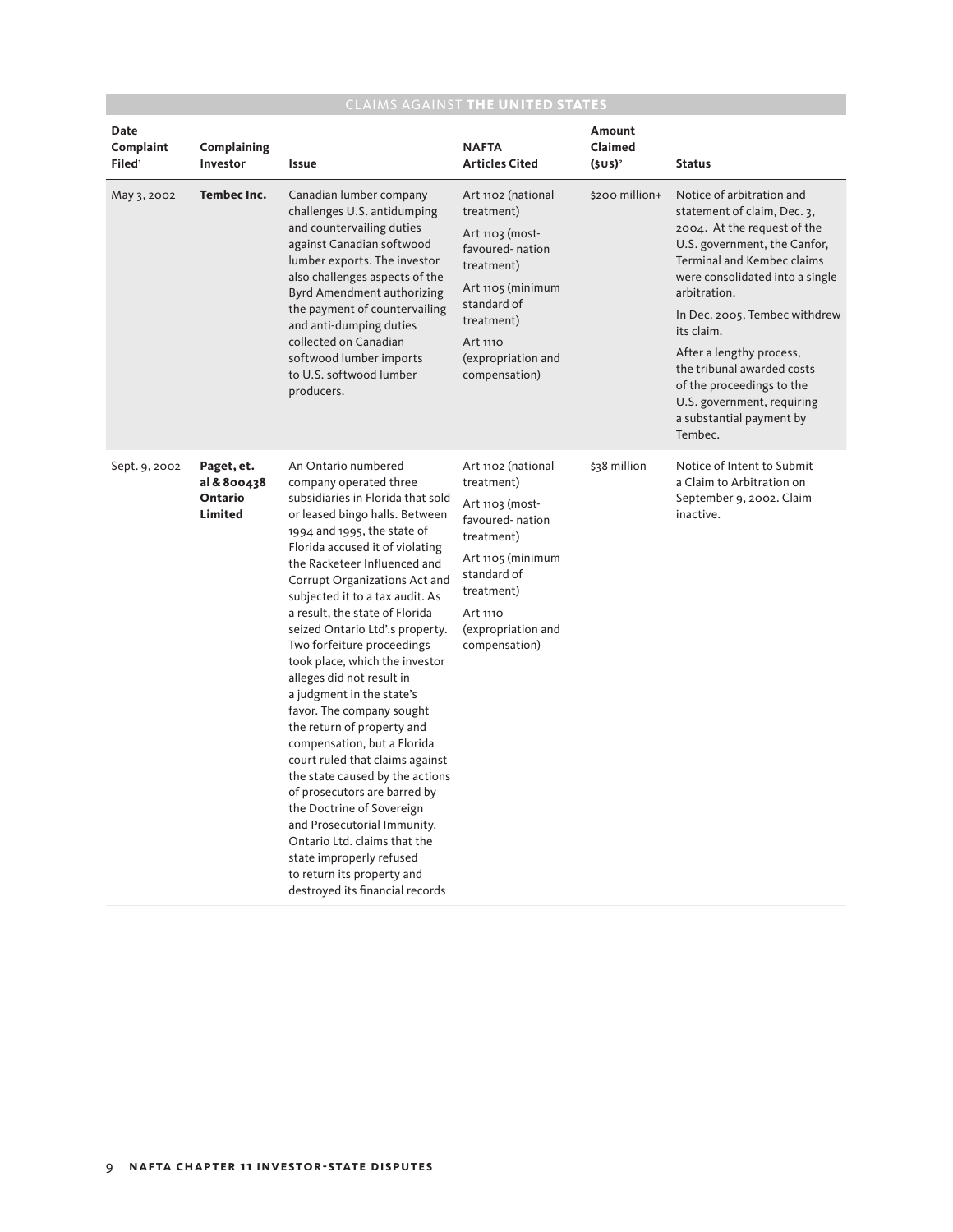## CLAIMS AGAINST THE UNITED STATES

| Date Complaint Filed[1] | Complaining Investor | Issue | NAFTA Articles Cited | Amount Claimed ($US)[2] | Status |
|---|---|---|---|---|---|
| May 3, 2002 | **Tembec Inc.** | Canadian lumber company challenges U.S. antidumping and countervailing duties against Canadian softwood lumber exports. The investor also challenges aspects of the Byrd Amendment authorizing the payment of countervailing and anti-dumping duties collected on Canadian softwood lumber imports to U.S. softwood lumber producers. | Art 1102 (national treatment)<br>Art 1103 (most-favoured- nation treatment)<br>Art 1105 (minimum standard of treatment)<br>Art 1110 (expropriation and compensation) | $200 million+ | Notice of arbitration and statement of claim, Dec. 3, 2004. At the request of the U.S. government, the Canfor, Terminal and Kembec claims were consolidated into a single arbitration.<br>In Dec. 2005, Tembec withdrew its claim.<br>After a lengthy process, the tribunal awarded costs of the proceedings to the U.S. government, requiring a substantial payment by Tembec. |
| Sept. 9, 2002 | **Paget, et. al & 800438 Ontario Limited** | An Ontario numbered company operated three subsidiaries in Florida that sold or leased bingo halls. Between 1994 and 1995, the state of Florida accused it of violating the Racketeer Influenced and Corrupt Organizations Act and subjected it to a tax audit. As a result, the state of Florida seized Ontario Ltd'.s property. Two forfeiture proceedings took place, which the investor alleges did not result in a judgment in the state's favor. The company sought the return of property and compensation, but a Florida court ruled that claims against the state caused by the actions of prosecutors are barred by the Doctrine of Sovereign and Prosecutorial Immunity. Ontario Ltd. claims that the state improperly refused to return its property and destroyed its financial records | Art 1102 (national treatment)<br>Art 1103 (most-favoured- nation treatment)<br>Art 1105 (minimum standard of treatment)<br>Art 1110 (expropriation and compensation) | $38 million | Notice of Intent to Submit a Claim to Arbitration on September 9, 2002. Claim inactive. |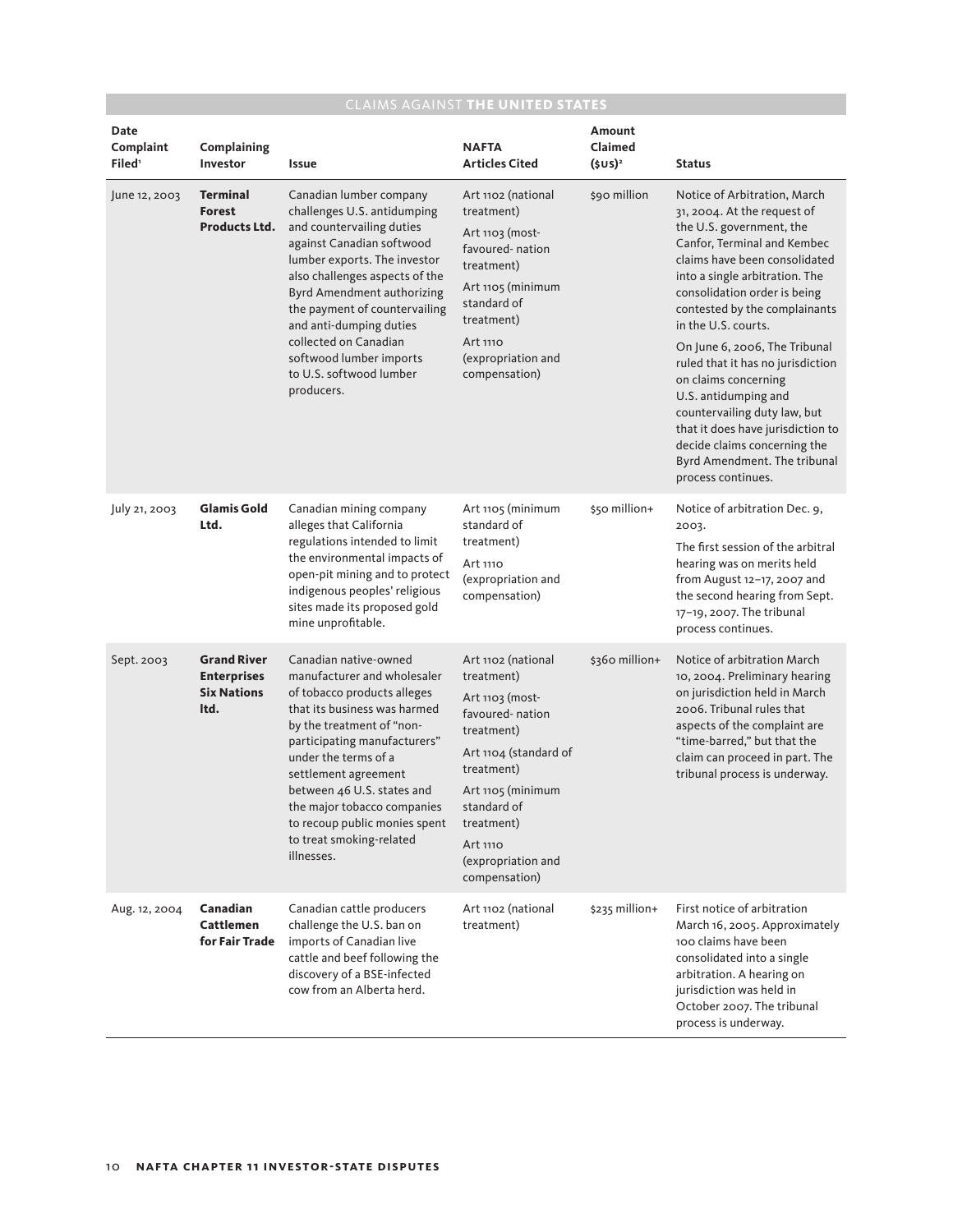## CLAIMS AGAINST **THE UNITED STATES**

| Date Complaint Filed[1] | Complaining Investor | Issue | NAFTA Articles Cited | Amount Claimed ($US)[2] | Status |
|---|---|---|---|---|---|
| June 12, 2003 | **Terminal Forest Products Ltd.** | Canadian lumber company challenges U.S. antidumping and countervailing duties against Canadian softwood lumber exports. The investor also challenges aspects of the Byrd Amendment authorizing the payment of countervailing and anti-dumping duties collected on Canadian softwood lumber imports to U.S. softwood lumber producers. | Art 1102 (national treatment)<br>Art 1103 (most-favoured-nation treatment)<br>Art 1105 (minimum standard of treatment)<br>Art 1110 (expropriation and compensation) | $90 million | Notice of Arbitration, March 31, 2004. At the request of the U.S. government, the Canfor, Terminal and Kembec claims have been consolidated into a single arbitration. The consolidation order is being contested by the complainants in the U.S. courts.<br>On June 6, 2006, The Tribunal ruled that it has no jurisdiction on claims concerning U.S. antidumping and countervailing duty law, but that it does have jurisdiction to decide claims concerning the Byrd Amendment. The tribunal process continues. |
| July 21, 2003 | **Glamis Gold Ltd.** | Canadian mining company alleges that California regulations intended to limit the environmental impacts of open-pit mining and to protect indigenous peoples' religious sites made its proposed gold mine unprofitable. | Art 1105 (minimum standard of treatment)<br>Art 1110 (expropriation and compensation) | $50 million+ | Notice of arbitration Dec. 9, 2003.<br>The first session of the arbitral hearing was on merits held from August 12–17, 2007 and the second hearing from Sept. 17–19, 2007. The tribunal process continues. |
| Sept. 2003 | **Grand River Enterprises Six Nations ltd.** | Canadian native-owned manufacturer and wholesaler of tobacco products alleges that its business was harmed by the treatment of "non-participating manufacturers" under the terms of a settlement agreement between 46 U.S. states and the major tobacco companies to recoup public monies spent to treat smoking-related illnesses. | Art 1102 (national treatment)<br>Art 1103 (most-favoured-nation treatment)<br>Art 1104 (standard of treatment)<br>Art 1105 (minimum standard of treatment)<br>Art 1110 (expropriation and compensation) | $360 million+ | Notice of arbitration March 10, 2004. Preliminary hearing on jurisdiction held in March 2006. Tribunal rules that aspects of the complaint are "time-barred," but that the claim can proceed in part. The tribunal process is underway. |
| Aug. 12, 2004 | **Canadian Cattlemen for Fair Trade** | Canadian cattle producers challenge the U.S. ban on imports of Canadian live cattle and beef following the discovery of a BSE-infected cow from an Alberta herd. | Art 1102 (national treatment) | $235 million+ | First notice of arbitration March 16, 2005. Approximately 100 claims have been consolidated into a single arbitration. A hearing on jurisdiction was held in October 2007. The tribunal process is underway. |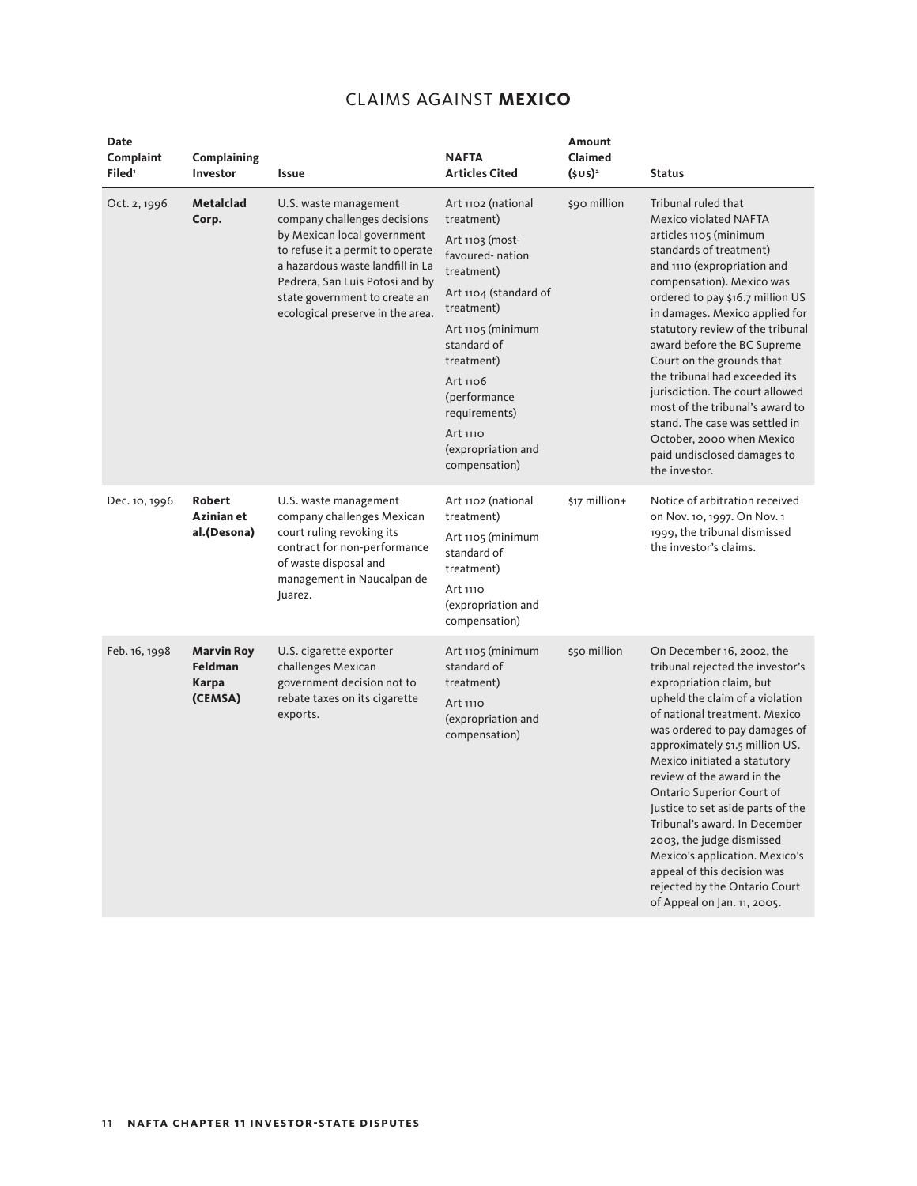## CLAIMS AGAINST **MEXICO**

| Date Complaint Filed[1] | Complaining Investor | Issue | NAFTA Articles Cited | Amount Claimed ($US)[2] | Status |
|---|---|---|---|---|---|
| Oct. 2, 1996 | **Metalclad Corp.** | U.S. waste management company challenges decisions by Mexican local government to refuse it a permit to operate a hazardous waste landfill in La Pedrera, San Luis Potosi and by state government to create an ecological preserve in the area. | Art 1102 (national treatment)<br>Art 1103 (most-favoured- nation treatment)<br>Art 1104 (standard of treatment)<br>Art 1105 (minimum standard of treatment)<br>Art 1106 (performance requirements)<br>Art 1110 (expropriation and compensation) | $90 million | Tribunal ruled that Mexico violated NAFTA articles 1105 (minimum standards of treatment) and 1110 (expropriation and compensation). Mexico was ordered to pay $16.7 million US in damages. Mexico applied for statutory review of the tribunal award before the BC Supreme Court on the grounds that the tribunal had exceeded its jurisdiction. The court allowed most of the tribunal's award to stand. The case was settled in October, 2000 when Mexico paid undisclosed damages to the investor. |
| Dec. 10, 1996 | **Robert Azinian et al.(Desona)** | U.S. waste management company challenges Mexican court ruling revoking its contract for non-performance of waste disposal and management in Naucalpan de Juarez. | Art 1102 (national treatment)<br>Art 1105 (minimum standard of treatment)<br>Art 1110 (expropriation and compensation) | $17 million+ | Notice of arbitration received on Nov. 10, 1997. On Nov. 1 1999, the tribunal dismissed the investor's claims. |
| Feb. 16, 1998 | **Marvin Roy Feldman Karpa (CEMSA)** | U.S. cigarette exporter challenges Mexican government decision not to rebate taxes on its cigarette exports. | Art 1105 (minimum standard of treatment)<br>Art 1110 (expropriation and compensation) | $50 million | On December 16, 2002, the tribunal rejected the investor's expropriation claim, but upheld the claim of a violation of national treatment. Mexico was ordered to pay damages of approximately $1.5 million US. Mexico initiated a statutory review of the award in the Ontario Superior Court of Justice to set aside parts of the Tribunal's award. In December 2003, the judge dismissed Mexico's application. Mexico's appeal of this decision was rejected by the Ontario Court of Appeal on Jan. 11, 2005. |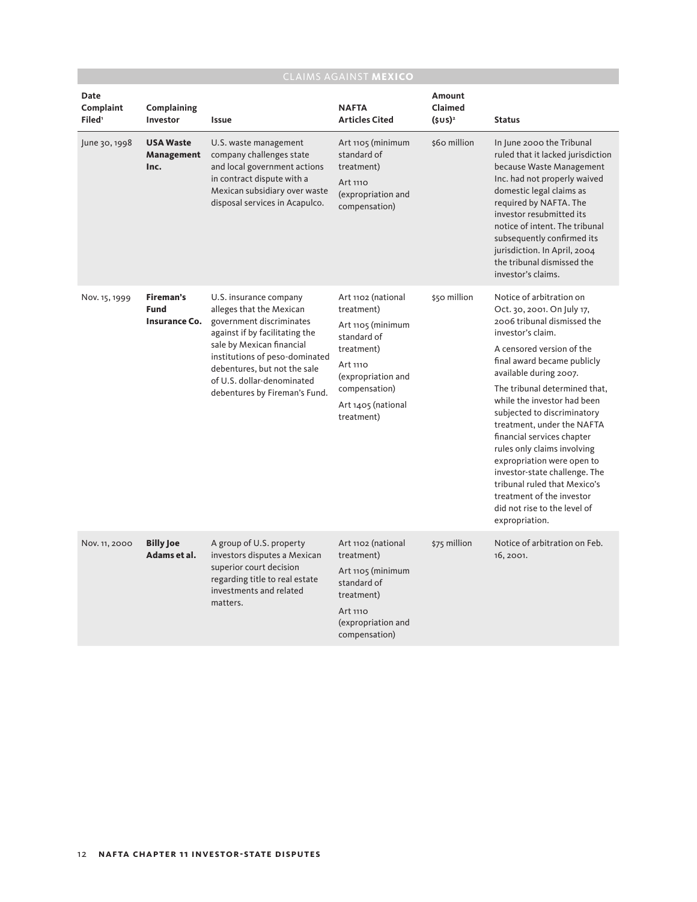| CLAIMS AGAINST **MEXICO** | | | | | |
|---|---|---|---|---|---|
| **Date Complaint Filed**[1] | **Complaining Investor** | **Issue** | **NAFTA Articles Cited** | **Amount Claimed ($US)**[2] | **Status** |
| June 30, 1998 | **USA Waste Management Inc.** | U.S. waste management company challenges state and local government actions in contract dispute with a Mexican subsidiary over waste disposal services in Acapulco. | Art 1105 (minimum standard of treatment)<br>Art 1110 (expropriation and compensation) | $60 million | In June 2000 the Tribunal ruled that it lacked jurisdiction because Waste Management Inc. had not properly waived domestic legal claims as required by NAFTA. The investor resubmitted its notice of intent. The tribunal subsequently confirmed its jurisdiction. In April, 2004 the tribunal dismissed the investor's claims. |
| Nov. 15, 1999 | **Fireman's Fund Insurance Co.** | U.S. insurance company alleges that the Mexican government discriminates against if by facilitating the sale by Mexican financial institutions of peso-dominated debentures, but not the sale of U.S. dollar-denominated debentures by Fireman's Fund. | Art 1102 (national treatment)<br>Art 1105 (minimum standard of treatment)<br>Art 1110 (expropriation and compensation)<br>Art 1405 (national treatment) | $50 million | Notice of arbitration on Oct. 30, 2001. On July 17, 2006 tribunal dismissed the investor's claim.<br>A censored version of the final award became publicly available during 2007.<br>The tribunal determined that, while the investor had been subjected to discriminatory treatment, under the NAFTA financial services chapter rules only claims involving expropriation were open to investor-state challenge. The tribunal ruled that Mexico's treatment of the investor did not rise to the level of expropriation. |
| Nov. 11, 2000 | **Billy Joe Adams et al.** | A group of U.S. property investors disputes a Mexican superior court decision regarding title to real estate investments and related matters. | Art 1102 (national treatment)<br>Art 1105 (minimum standard of treatment)<br>Art 1110 (expropriation and compensation) | $75 million | Notice of arbitration on Feb. 16, 2001. |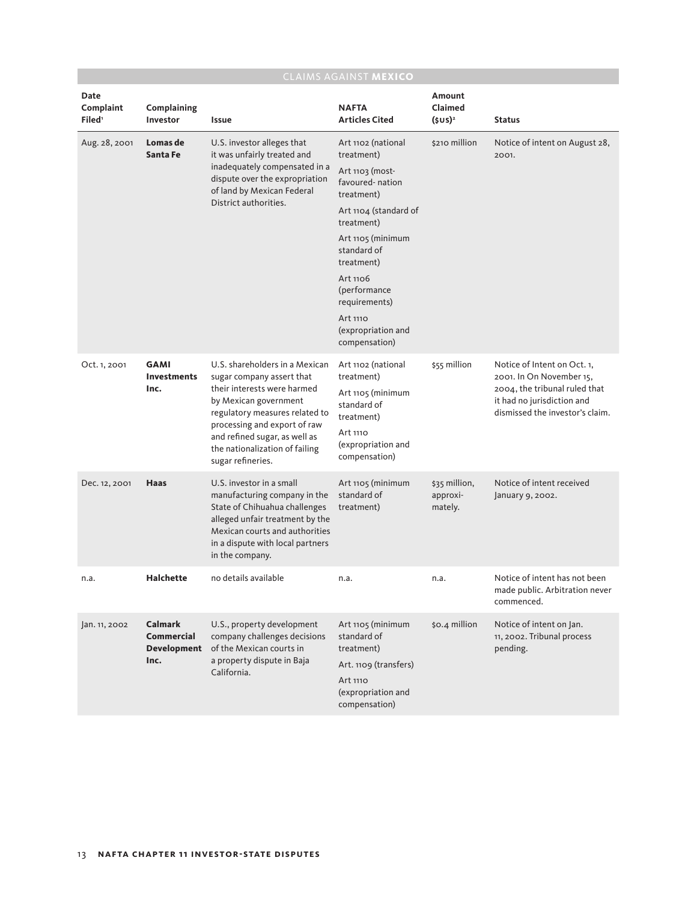## CLAIMS AGAINST MEXICO

| Date Complaint Filed[1] | Complaining Investor | Issue | NAFTA Articles Cited | Amount Claimed ($US)[2] | Status |
|---|---|---|---|---|---|
| Aug. 28, 2001 | **Lomas de Santa Fe** | U.S. investor alleges that it was unfairly treated and inadequately compensated in a dispute over the expropriation of land by Mexican Federal District authorities. | Art 1102 (national treatment)<br>Art 1103 (most-favoured- nation treatment)<br>Art 1104 (standard of treatment)<br>Art 1105 (minimum standard of treatment)<br>Art 1106 (performance requirements)<br>Art 1110 (expropriation and compensation) | $210 million | Notice of intent on August 28, 2001. |
| Oct. 1, 2001 | **GAMI Investments Inc.** | U.S. shareholders in a Mexican sugar company assert that their interests were harmed by Mexican government regulatory measures related to processing and export of raw and refined sugar, as well as the nationalization of failing sugar refineries. | Art 1102 (national treatment)<br>Art 1105 (minimum standard of treatment)<br>Art 1110 (expropriation and compensation) | $55 million | Notice of Intent on Oct. 1, 2001. In On November 15, 2004, the tribunal ruled that it had no jurisdiction and dismissed the investor's claim. |
| Dec. 12, 2001 | **Haas** | U.S. investor in a small manufacturing company in the State of Chihuahua challenges alleged unfair treatment by the Mexican courts and authorities in a dispute with local partners in the company. | Art 1105 (minimum standard of treatment) | $35 million, approxi-mately. | Notice of intent received January 9, 2002. |
| n.a. | **Halchette** | no details available | n.a. | n.a. | Notice of intent has not been made public. Arbitration never commenced. |
| Jan. 11, 2002 | **Calmark Commercial Development Inc.** | U.S., property development company challenges decisions of the Mexican courts in a property dispute in Baja California. | Art 1105 (minimum standard of treatment)<br>Art. 1109 (transfers)<br>Art 1110 (expropriation and compensation) | $0.4 million | Notice of intent on Jan. 11, 2002. Tribunal process pending. |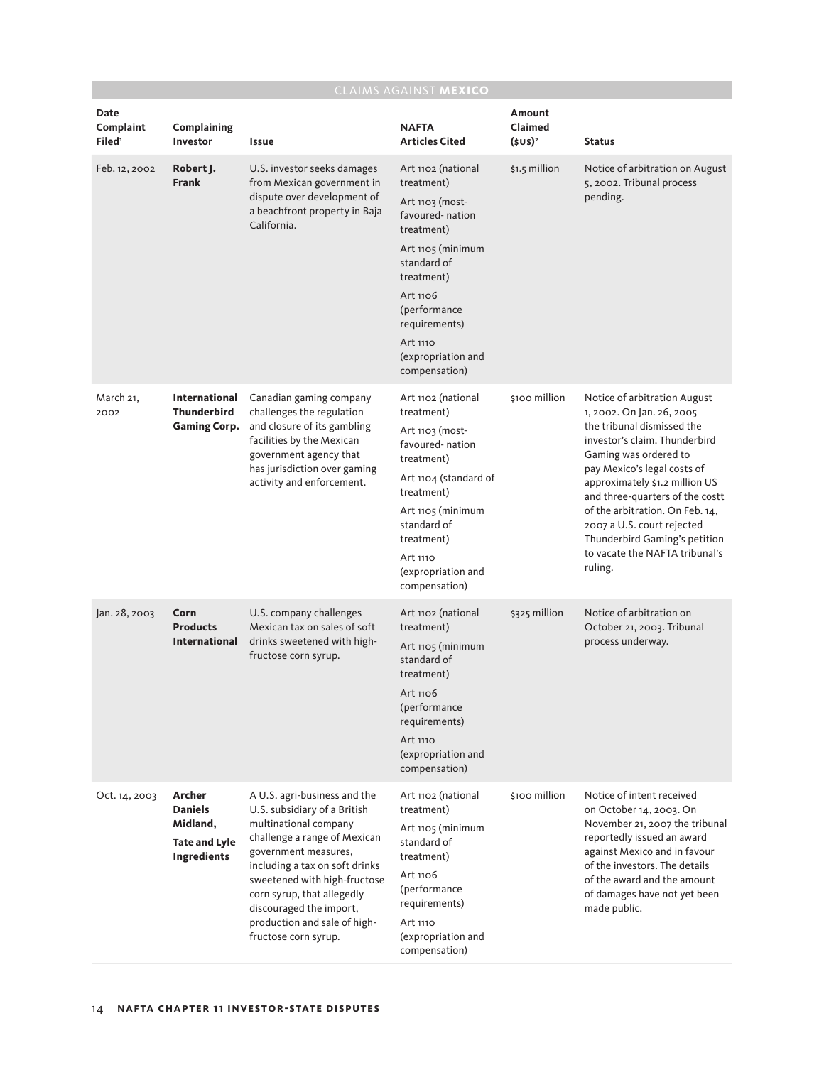## CLAIMS AGAINST **MEXICO**

| Date Complaint Filed[1] | Complaining Investor | Issue | NAFTA Articles Cited | Amount Claimed ($US)[2] | Status |
|---|---|---|---|---|---|
| Feb. 12, 2002 | **Robert J. Frank** | U.S. investor seeks damages from Mexican government in dispute over development of a beachfront property in Baja California. | Art 1102 (national treatment)<br>Art 1103 (most-favoured- nation treatment)<br>Art 1105 (minimum standard of treatment)<br>Art 1106 (performance requirements)<br>Art 1110 (expropriation and compensation) | $1.5 million | Notice of arbitration on August 5, 2002. Tribunal process pending. |
| March 21, 2002 | **International Thunderbird Gaming Corp.** | Canadian gaming company challenges the regulation and closure of its gambling facilities by the Mexican government agency that has jurisdiction over gaming activity and enforcement. | Art 1102 (national treatment)<br>Art 1103 (most-favoured- nation treatment)<br>Art 1104 (standard of treatment)<br>Art 1105 (minimum standard of treatment)<br>Art 1110 (expropriation and compensation) | $100 million | Notice of arbitration August 1, 2002. On Jan. 26, 2005 the tribunal dismissed the investor's claim. Thunderbird Gaming was ordered to pay Mexico's legal costs of approximately $1.2 million US and three-quarters of the costt of the arbitration. On Feb. 14, 2007 a U.S. court rejected Thunderbird Gaming's petition to vacate the NAFTA tribunal's ruling. |
| Jan. 28, 2003 | **Corn Products International** | U.S. company challenges Mexican tax on sales of soft drinks sweetened with high-fructose corn syrup. | Art 1102 (national treatment)<br>Art 1105 (minimum standard of treatment)<br>Art 1106 (performance requirements)<br>Art 1110 (expropriation and compensation) | $325 million | Notice of arbitration on October 21, 2003. Tribunal process underway. |
| Oct. 14, 2003 | **Archer Daniels Midland, Tate and Lyle Ingredients** | A U.S. agri-business and the U.S. subsidiary of a British multinational company challenge a range of Mexican government measures, including a tax on soft drinks sweetened with high-fructose corn syrup, that allegedly discouraged the import, production and sale of high-fructose corn syrup. | Art 1102 (national treatment)<br>Art 1105 (minimum standard of treatment)<br>Art 1106 (performance requirements)<br>Art 1110 (expropriation and compensation) | $100 million | Notice of intent received on October 14, 2003. On November 21, 2007 the tribunal reportedly issued an award against Mexico and in favour of the investors. The details of the award and the amount of damages have not yet been made public. |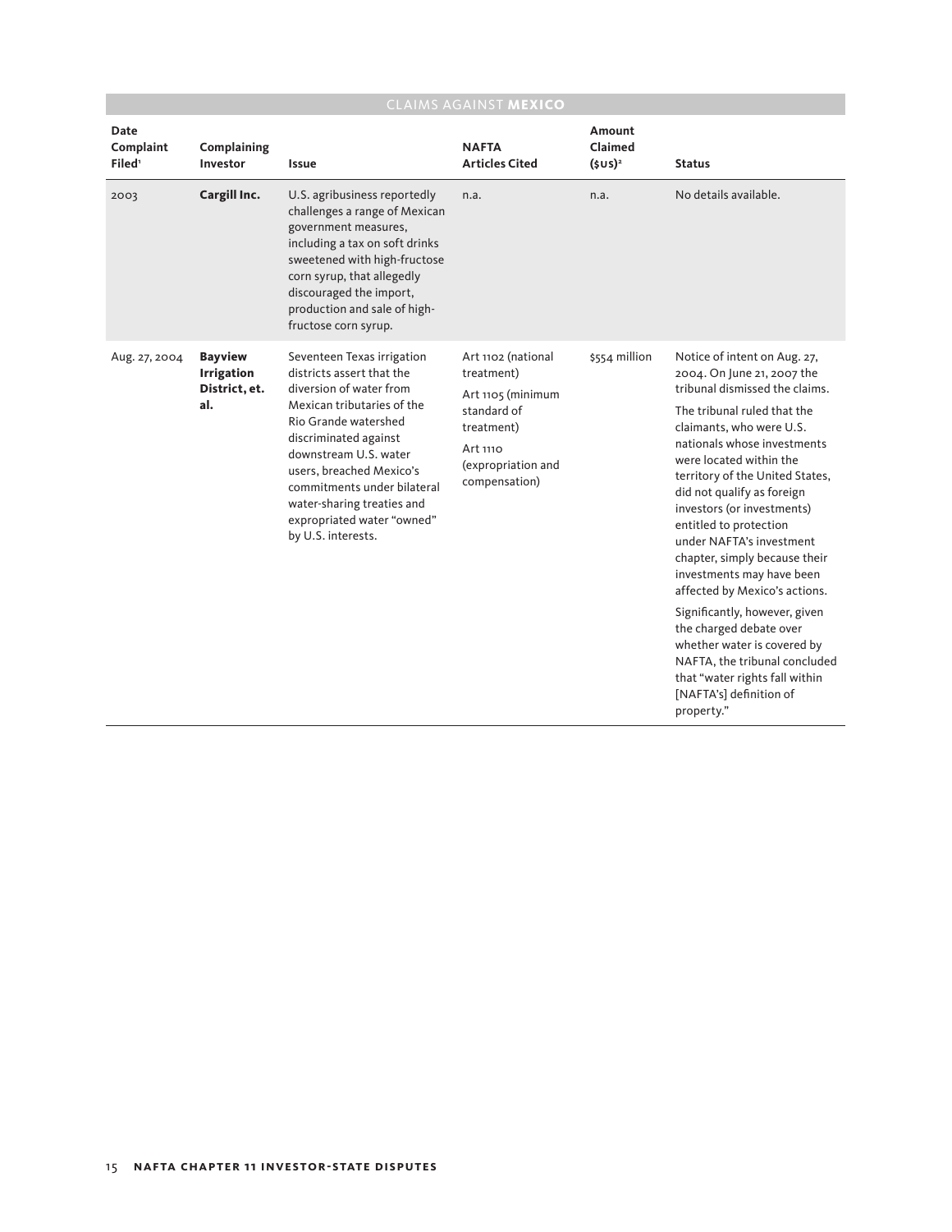## CLAIMS AGAINST **MEXICO**

| Date Complaint Filed[1] | Complaining Investor | Issue | NAFTA Articles Cited | Amount Claimed ($US)[2] | Status |
|---|---|---|---|---|---|
| 2003 | **Cargill Inc.** | U.S. agribusiness reportedly challenges a range of Mexican government measures, including a tax on soft drinks sweetened with high-fructose corn syrup, that allegedly discouraged the import, production and sale of high-fructose corn syrup. | n.a. | n.a. | No details available. |
| Aug. 27, 2004 | **Bayview Irrigation District, et. al.** | Seventeen Texas irrigation districts assert that the diversion of water from Mexican tributaries of the Rio Grande watershed discriminated against downstream U.S. water users, breached Mexico's commitments under bilateral water-sharing treaties and expropriated water "owned" by U.S. interests. | Art 1102 (national treatment)<br><br>Art 1105 (minimum standard of treatment)<br><br>Art 1110 (expropriation and compensation) | $554 million | Notice of intent on Aug. 27, 2004. On June 21, 2007 the tribunal dismissed the claims.<br><br>The tribunal ruled that the claimants, who were U.S. nationals whose investments were located within the territory of the United States, did not qualify as foreign investors (or investments) entitled to protection under NAFTA's investment chapter, simply because their investments may have been affected by Mexico's actions.<br><br>Significantly, however, given the charged debate over whether water is covered by NAFTA, the tribunal concluded that "water rights fall within [NAFTA's] definition of property." |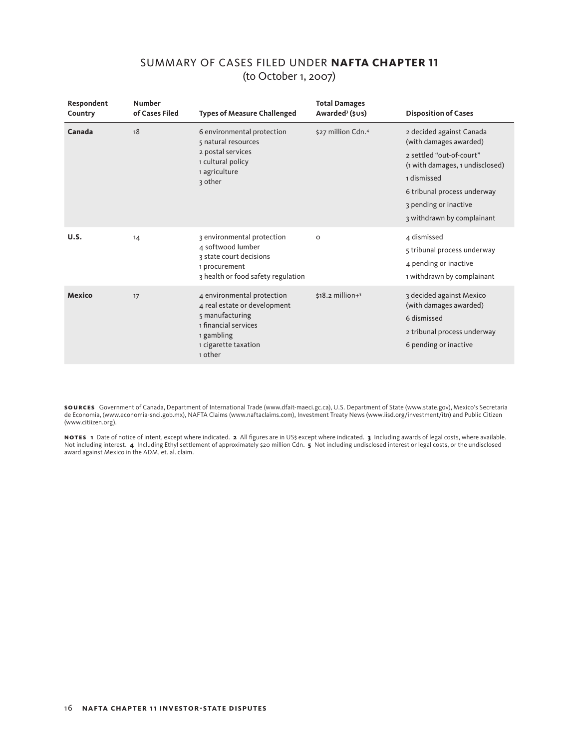## SUMMARY OF CASES FILED UNDER **NAFTA CHAPTER 11**
(to October 1, 2007)

| Respondent Country | Number of Cases Filed | Types of Measure Challenged | Total Damages Awarded[3] ($US) | Disposition of Cases |
|---|---|---|---|---|
| **Canada** | 18 | 6 environmental protection<br>5 natural resources<br>2 postal services<br>1 cultural policy<br>1 agriculture<br>3 other | $27 million Cdn.[4] | 2 decided against Canada (with damages awarded)<br>2 settled "out-of-court" (1 with damages, 1 undisclosed)<br>1 dismissed<br>6 tribunal process underway<br>3 pending or inactive<br>3 withdrawn by complainant |
| **U.S.** | 14 | 3 environmental protection<br>4 softwood lumber<br>3 state court decisions<br>1 procurement<br>3 health or food safety regulation | 0 | 4 dismissed<br>5 tribunal process underway<br>4 pending or inactive<br>1 withdrawn by complainant |
| **Mexico** | 17 | 4 environmental protection<br>4 real estate or development<br>5 manufacturing<br>1 financial services<br>1 gambling<br>1 cigarette taxation<br>1 other | $18.2 million+[5] | 3 decided against Mexico (with damages awarded)<br>6 dismissed<br>2 tribunal process underway<br>6 pending or inactive |

**SOURCES** Government of Canada, Department of International Trade (www.dfait-maeci.gc.ca), U.S. Department of State (www.state.gov), Mexico's Secretaria de Economia, (www.economia-snci.gob.mx), NAFTA Claims (www.naftaclaims.com), Investment Treaty News (www.iisd.org/investment/itn) and Public Citizen (www.citiizen.org).

**NOTES** **1** Date of notice of intent, except where indicated. **2** All figures are in US$ except where indicated. **3** Including awards of legal costs, where available. Not including interest. **4** Including Ethyl settlement of approximately $20 million Cdn. **5** Not including undisclosed interest or legal costs, or the undisclosed award against Mexico in the ADM, et. al. claim.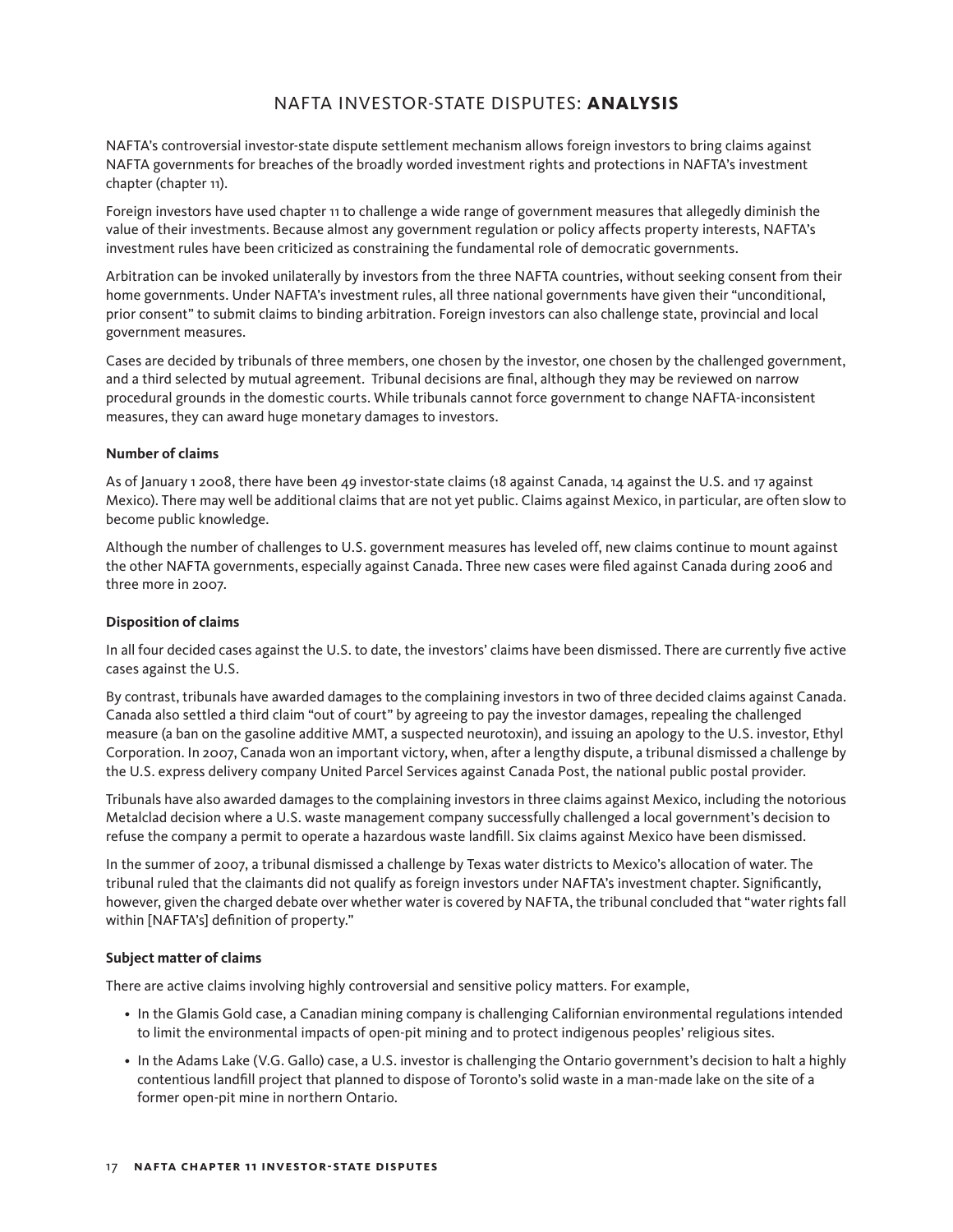# NAFTA INVESTOR-STATE DISPUTES: **ANALYSIS**

NAFTA's controversial investor-state dispute settlement mechanism allows foreign investors to bring claims against NAFTA governments for breaches of the broadly worded investment rights and protections in NAFTA's investment chapter (chapter 11).

Foreign investors have used chapter 11 to challenge a wide range of government measures that allegedly diminish the value of their investments. Because almost any government regulation or policy affects property interests, NAFTA's investment rules have been criticized as constraining the fundamental role of democratic governments.

Arbitration can be invoked unilaterally by investors from the three NAFTA countries, without seeking consent from their home governments. Under NAFTA's investment rules, all three national governments have given their "unconditional, prior consent" to submit claims to binding arbitration. Foreign investors can also challenge state, provincial and local government measures.

Cases are decided by tribunals of three members, one chosen by the investor, one chosen by the challenged government, and a third selected by mutual agreement. Tribunal decisions are final, although they may be reviewed on narrow procedural grounds in the domestic courts. While tribunals cannot force government to change NAFTA-inconsistent measures, they can award huge monetary damages to investors.

**Number of claims**

As of January 1 2008, there have been 49 investor-state claims (18 against Canada, 14 against the U.S. and 17 against Mexico). There may well be additional claims that are not yet public. Claims against Mexico, in particular, are often slow to become public knowledge.

Although the number of challenges to U.S. government measures has leveled off, new claims continue to mount against the other NAFTA governments, especially against Canada. Three new cases were filed against Canada during 2006 and three more in 2007.

**Disposition of claims**

In all four decided cases against the U.S. to date, the investors' claims have been dismissed. There are currently five active cases against the U.S.

By contrast, tribunals have awarded damages to the complaining investors in two of three decided claims against Canada. Canada also settled a third claim "out of court" by agreeing to pay the investor damages, repealing the challenged measure (a ban on the gasoline additive MMT, a suspected neurotoxin), and issuing an apology to the U.S. investor, Ethyl Corporation. In 2007, Canada won an important victory, when, after a lengthy dispute, a tribunal dismissed a challenge by the U.S. express delivery company United Parcel Services against Canada Post, the national public postal provider.

Tribunals have also awarded damages to the complaining investors in three claims against Mexico, including the notorious Metalclad decision where a U.S. waste management company successfully challenged a local government's decision to refuse the company a permit to operate a hazardous waste landfill. Six claims against Mexico have been dismissed.

In the summer of 2007, a tribunal dismissed a challenge by Texas water districts to Mexico's allocation of water. The tribunal ruled that the claimants did not qualify as foreign investors under NAFTA's investment chapter. Significantly, however, given the charged debate over whether water is covered by NAFTA, the tribunal concluded that "water rights fall within [NAFTA's] definition of property."

**Subject matter of claims**

There are active claims involving highly controversial and sensitive policy matters. For example,

- In the Glamis Gold case, a Canadian mining company is challenging Californian environmental regulations intended to limit the environmental impacts of open-pit mining and to protect indigenous peoples' religious sites.
- In the Adams Lake (V.G. Gallo) case, a U.S. investor is challenging the Ontario government's decision to halt a highly contentious landfill project that planned to dispose of Toronto's solid waste in a man-made lake on the site of a former open-pit mine in northern Ontario.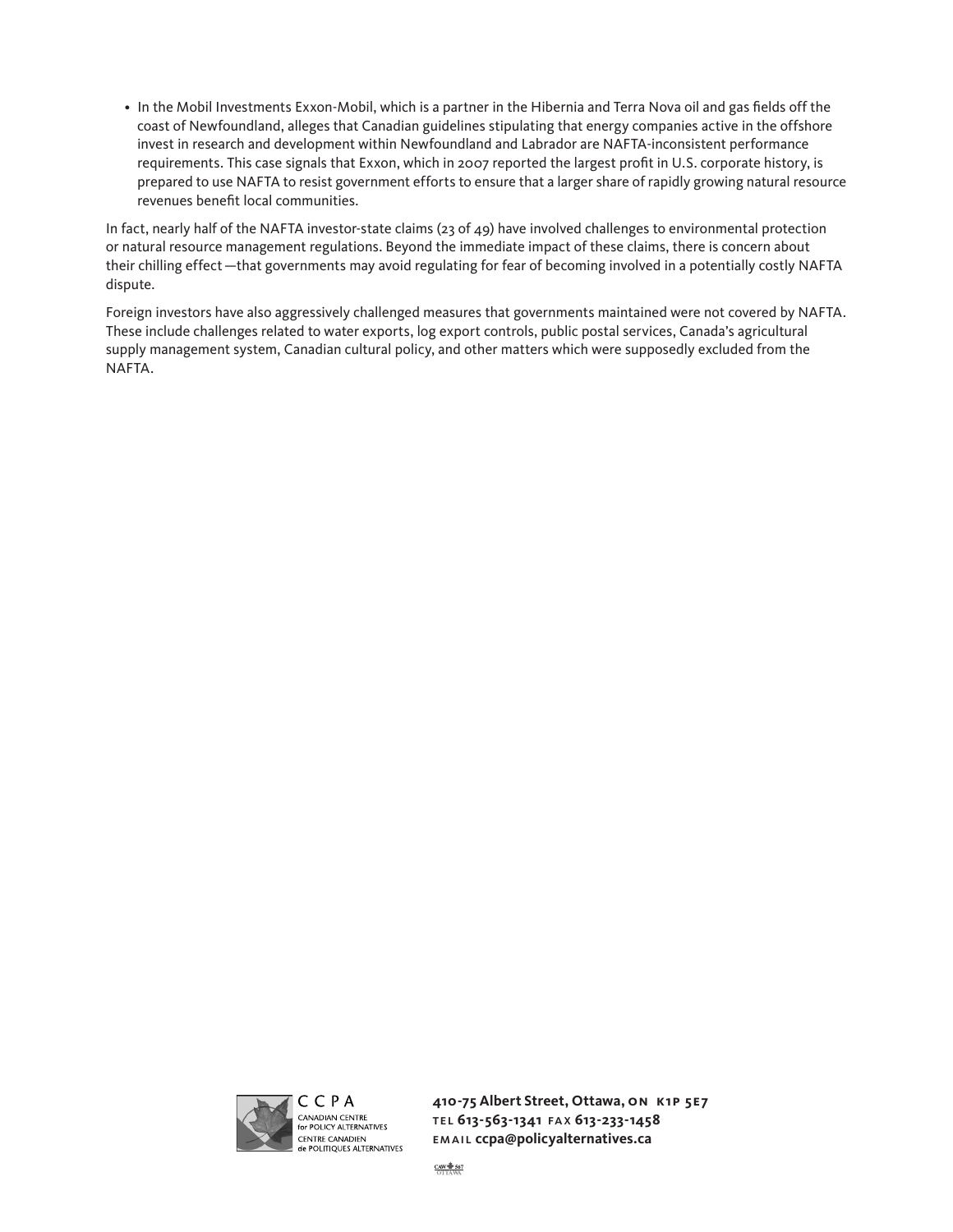- In the Mobil Investments Exxon-Mobil, which is a partner in the Hibernia and Terra Nova oil and gas fields off the coast of Newfoundland, alleges that Canadian guidelines stipulating that energy companies active in the offshore invest in research and development within Newfoundland and Labrador are NAFTA-inconsistent performance requirements. This case signals that Exxon, which in 2007 reported the largest profit in U.S. corporate history, is prepared to use NAFTA to resist government efforts to ensure that a larger share of rapidly growing natural resource revenues benefit local communities.

In fact, nearly half of the NAFTA investor-state claims (23 of 49) have involved challenges to environmental protection or natural resource management regulations. Beyond the immediate impact of these claims, there is concern about their chilling effect—that governments may avoid regulating for fear of becoming involved in a potentially costly NAFTA dispute.

Foreign investors have also aggressively challenged measures that governments maintained were not covered by NAFTA. These include challenges related to water exports, log export controls, public postal services, Canada's agricultural supply management system, Canadian cultural policy, and other matters which were supposedly excluded from the NAFTA.

CCPA
CANADIAN CENTRE for POLICY ALTERNATIVES
CENTRE CANADIEN de POLITIQUES ALTERNATIVES

**410-75 Albert Street, Ottawa, ON K1P 5E7**
**TEL 613-563-1341 FAX 613-233-1458**
**EMAIL ccpa@policyalternatives.ca**

CAW 567 OTTAWA